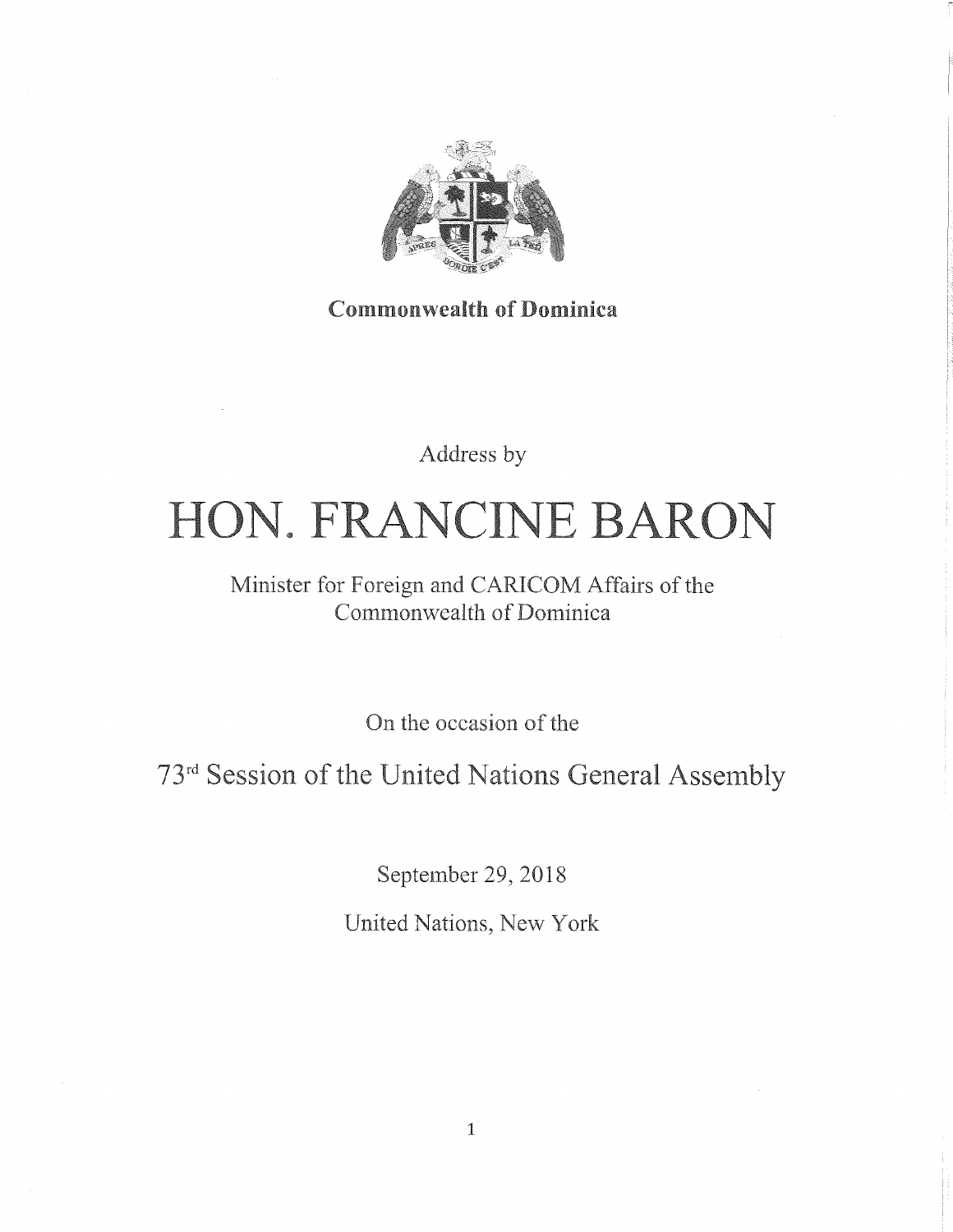**Commonwealth of Dominica**

Address by

# HON. FRANCINE BARON

Minister for Foreign and CARICOM Affairs of the Commonwealth of Dominica

On the occasion of the

## 73rd Session of the United Nations General Assembly

September 29, 2018

United Nations, New York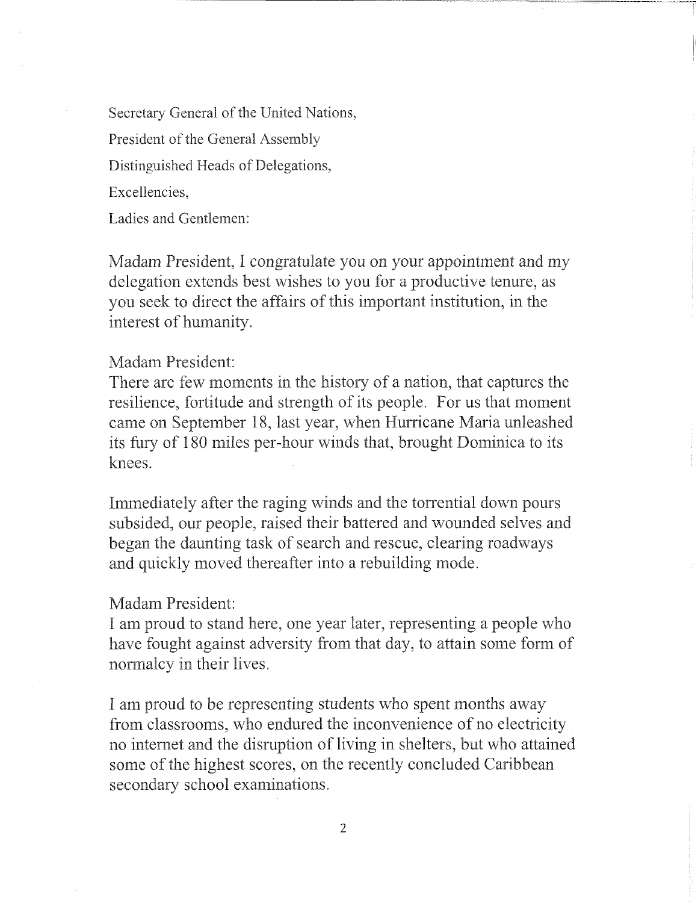Secretary General of the United Nations,

President of the General Assembly

Distinguished Heads of Delegations,

Excellencies,

Ladies and Gentlemen:

Madam President, I congratulate you on your appointment and my delegation extends best wishes to you for a productive tenure, as you seek to direct the affairs of this important institution, in the interest of humanity.

Madam President:
There are few moments in the history of a nation, that captures the resilience, fortitude and strength of its people. For us that moment came on September 18, last year, when Hurricane Maria unleashed its fury of 180 miles per-hour winds that, brought Dominica to its knees.

Immediately after the raging winds and the torrential down pours subsided, our people, raised their battered and wounded selves and began the daunting task of search and rescue, clearing roadways and quickly moved thereafter into a rebuilding mode.

Madam President:
I am proud to stand here, one year later, representing a people who have fought against adversity from that day, to attain some form of normalcy in their lives.

I am proud to be representing students who spent months away from classrooms, who endured the inconvenience of no electricity no internet and the disruption of living in shelters, but who attained some of the highest scores, on the recently concluded Caribbean secondary school examinations.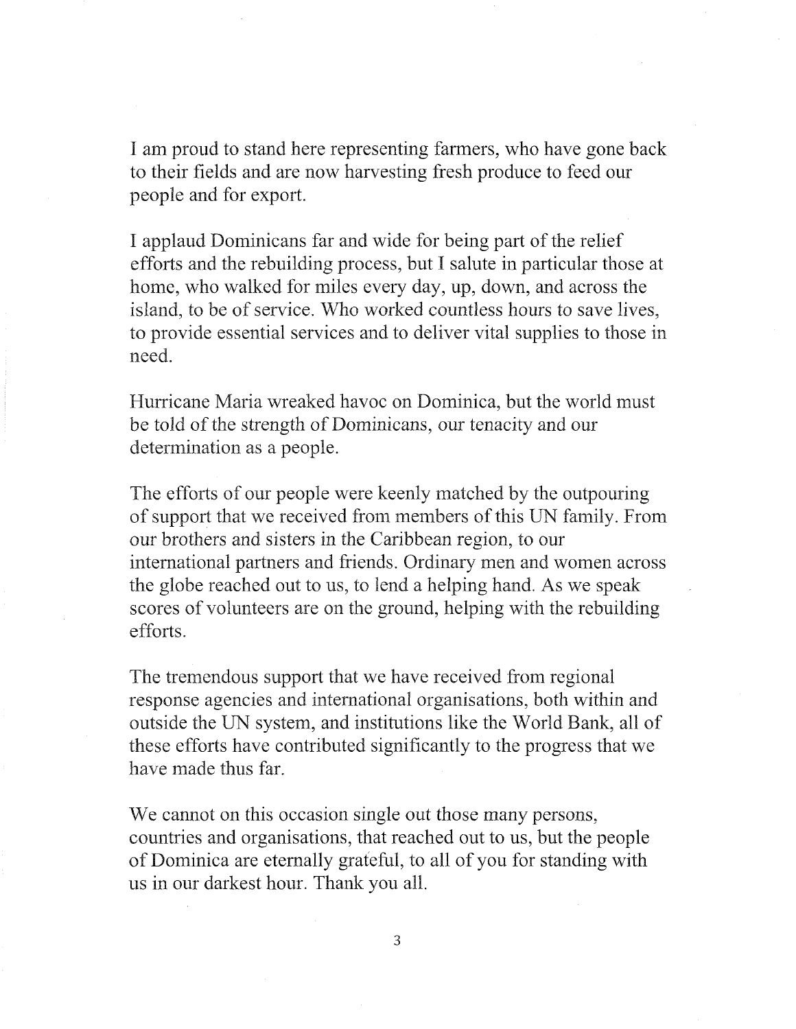I am proud to stand here representing farmers, who have gone back to their fields and are now harvesting fresh produce to feed our people and for export.

I applaud Dominicans far and wide for being part of the relief efforts and the rebuilding process, but I salute in particular those at home, who walked for miles every day, up, down, and across the island, to be of service. Who worked countless hours to save lives, to provide essential services and to deliver vital supplies to those in need.

Hurricane Maria wreaked havoc on Dominica, but the world must be told of the strength of Dominicans, our tenacity and our determination as a people.

The efforts of our people were keenly matched by the outpouring of support that we received from members of this UN family. From our brothers and sisters in the Caribbean region, to our international partners and friends. Ordinary men and women across the globe reached out to us, to lend a helping hand. As we speak scores of volunteers are on the ground, helping with the rebuilding efforts.

The tremendous support that we have received from regional response agencies and international organisations, both within and outside the UN system, and institutions like the World Bank, all of these efforts have contributed significantly to the progress that we have made thus far.

We cannot on this occasion single out those many persons, countries and organisations, that reached out to us, but the people of Dominica are eternally grateful, to all of you for standing with us in our darkest hour. Thank you all.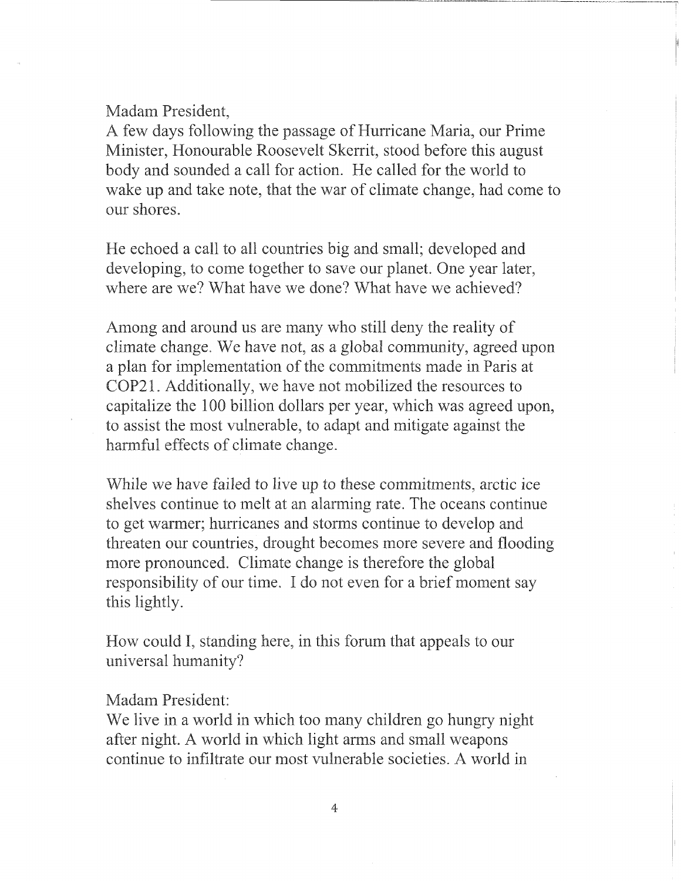Madam President,
A few days following the passage of Hurricane Maria, our Prime Minister, Honourable Roosevelt Skerrit, stood before this august body and sounded a call for action. He called for the world to wake up and take note, that the war of climate change, had come to our shores.

He echoed a call to all countries big and small; developed and developing, to come together to save our planet. One year later, where are we? What have we done? What have we achieved?

Among and around us are many who still deny the reality of climate change. We have not, as a global community, agreed upon a plan for implementation of the commitments made in Paris at COP21. Additionally, we have not mobilized the resources to capitalize the 100 billion dollars per year, which was agreed upon, to assist the most vulnerable, to adapt and mitigate against the harmful effects of climate change.

While we have failed to live up to these commitments, arctic ice shelves continue to melt at an alarming rate. The oceans continue to get warmer; hurricanes and storms continue to develop and threaten our countries, drought becomes more severe and flooding more pronounced. Climate change is therefore the global responsibility of our time. I do not even for a brief moment say this lightly.

How could I, standing here, in this forum that appeals to our universal humanity?

Madam President:
We live in a world in which too many children go hungry night after night. A world in which light arms and small weapons continue to infiltrate our most vulnerable societies. A world in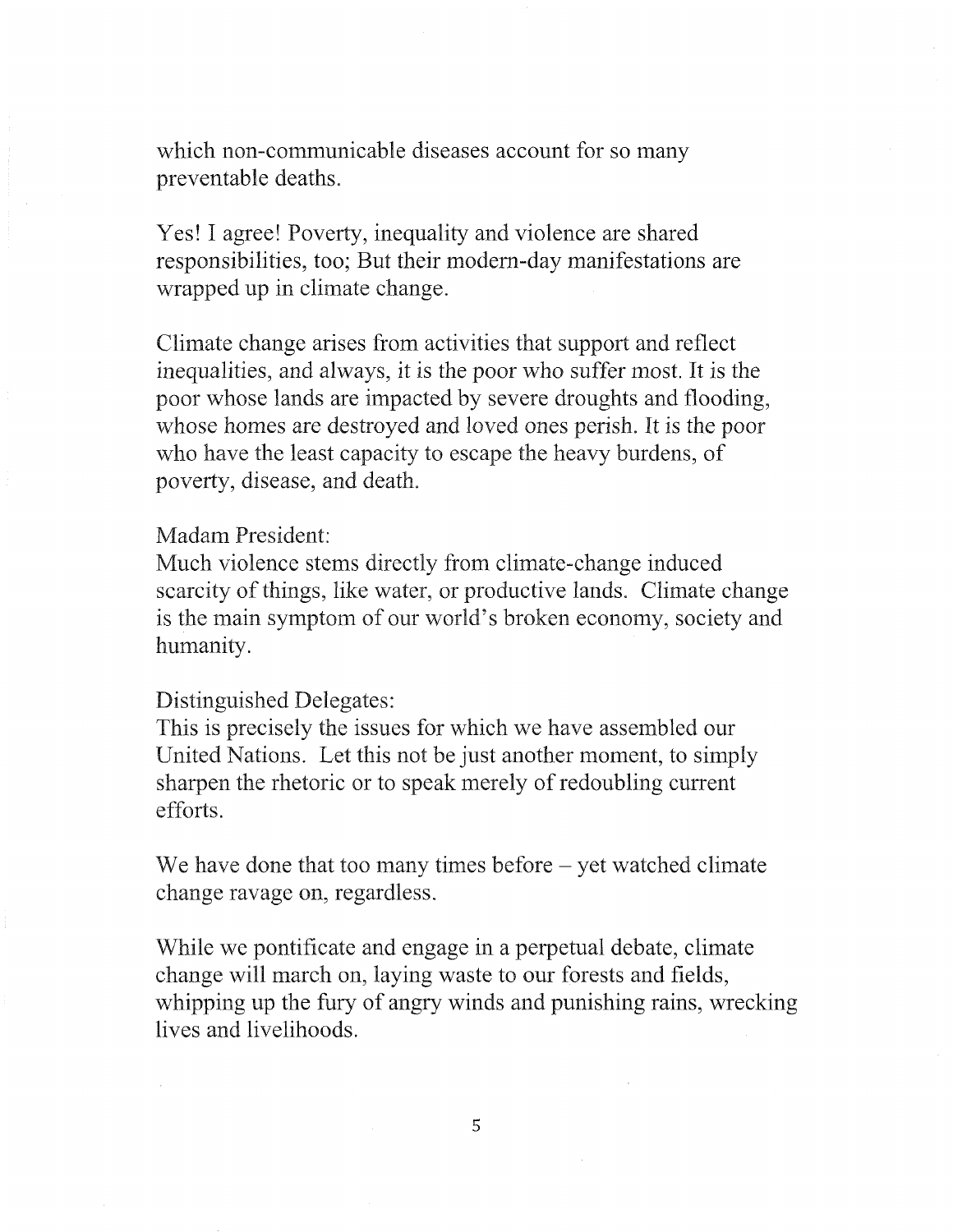which non-communicable diseases account for so many preventable deaths.

Yes! I agree! Poverty, inequality and violence are shared responsibilities, too; But their modern-day manifestations are wrapped up in climate change.

Climate change arises from activities that support and reflect inequalities, and always, it is the poor who suffer most. It is the poor whose lands are impacted by severe droughts and flooding, whose homes are destroyed and loved ones perish. It is the poor who have the least capacity to escape the heavy burdens, of poverty, disease, and death.

Madam President:
Much violence stems directly from climate-change induced scarcity of things, like water, or productive lands. Climate change is the main symptom of our world's broken economy, society and humanity.

Distinguished Delegates:
This is precisely the issues for which we have assembled our United Nations. Let this not be just another moment, to simply sharpen the rhetoric or to speak merely of redoubling current efforts.

We have done that too many times before – yet watched climate change ravage on, regardless.

While we pontificate and engage in a perpetual debate, climate change will march on, laying waste to our forests and fields, whipping up the fury of angry winds and punishing rains, wrecking lives and livelihoods.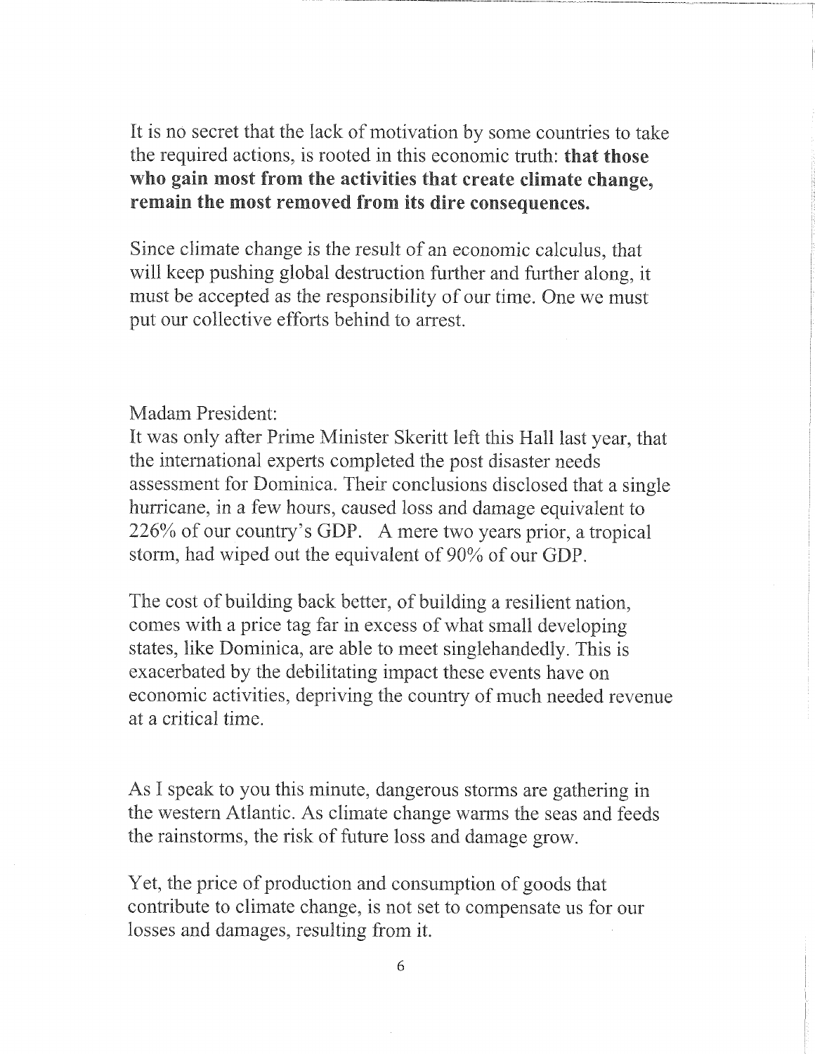It is no secret that the lack of motivation by some countries to take the required actions, is rooted in this economic truth: **that those who gain most from the activities that create climate change, remain the most removed from its dire consequences.**

Since climate change is the result of an economic calculus, that will keep pushing global destruction further and further along, it must be accepted as the responsibility of our time. One we must put our collective efforts behind to arrest.

Madam President:
It was only after Prime Minister Skeritt left this Hall last year, that the international experts completed the post disaster needs assessment for Dominica. Their conclusions disclosed that a single hurricane, in a few hours, caused loss and damage equivalent to 226% of our country's GDP. A mere two years prior, a tropical storm, had wiped out the equivalent of 90% of our GDP.

The cost of building back better, of building a resilient nation, comes with a price tag far in excess of what small developing states, like Dominica, are able to meet singlehandedly. This is exacerbated by the debilitating impact these events have on economic activities, depriving the country of much needed revenue at a critical time.

As I speak to you this minute, dangerous storms are gathering in the western Atlantic. As climate change warms the seas and feeds the rainstorms, the risk of future loss and damage grow.

Yet, the price of production and consumption of goods that contribute to climate change, is not set to compensate us for our losses and damages, resulting from it.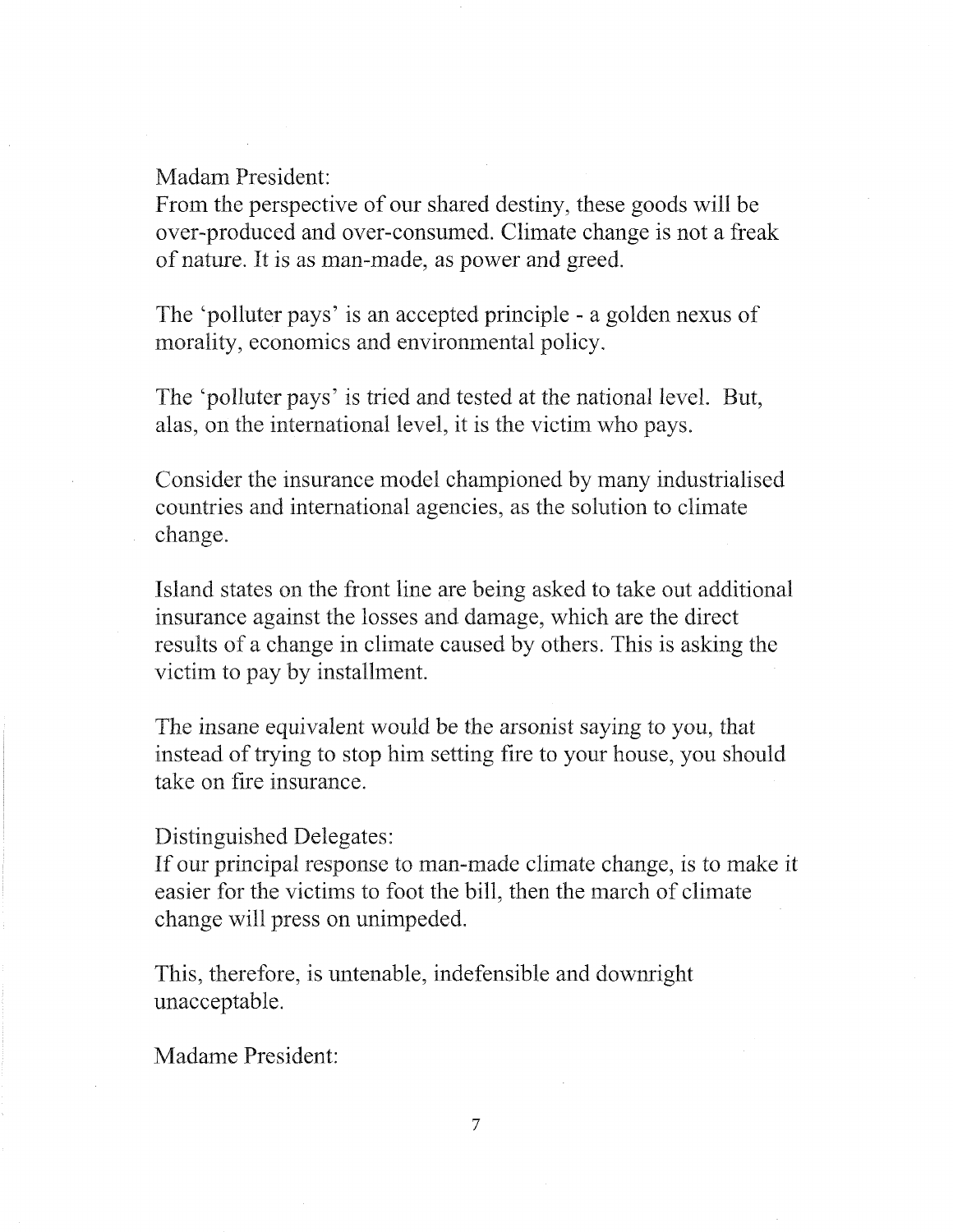Madam President:

From the perspective of our shared destiny, these goods will be over-produced and over-consumed. Climate change is not a freak of nature. It is as man-made, as power and greed.

The 'polluter pays' is an accepted principle - a golden nexus of morality, economics and environmental policy.

The 'polluter pays' is tried and tested at the national level. But, alas, on the international level, it is the victim who pays.

Consider the insurance model championed by many industrialised countries and international agencies, as the solution to climate change.

Island states on the front line are being asked to take out additional insurance against the losses and damage, which are the direct results of a change in climate caused by others. This is asking the victim to pay by installment.

The insane equivalent would be the arsonist saying to you, that instead of trying to stop him setting fire to your house, you should take on fire insurance.

Distinguished Delegates:

If our principal response to man-made climate change, is to make it easier for the victims to foot the bill, then the march of climate change will press on unimpeded.

This, therefore, is untenable, indefensible and downright unacceptable.

Madame President: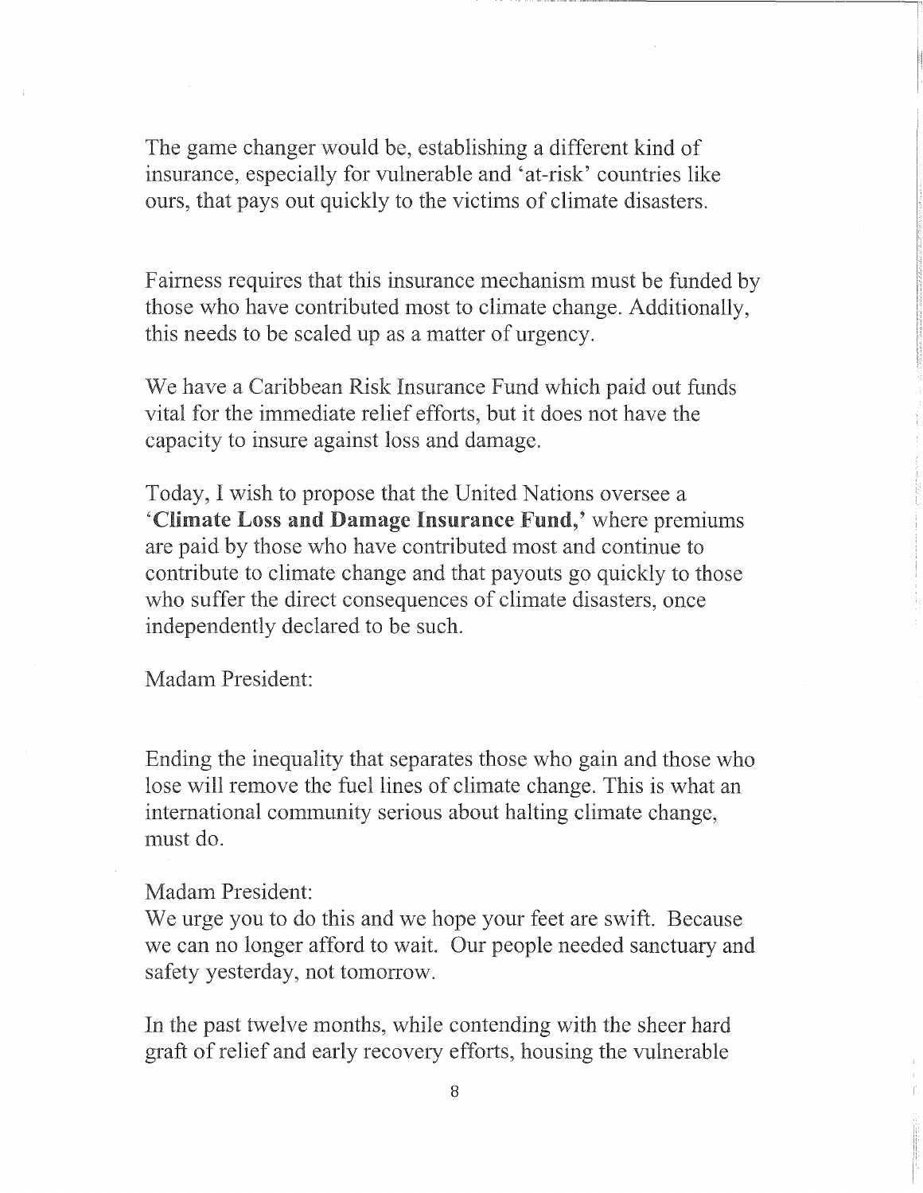The game changer would be, establishing a different kind of insurance, especially for vulnerable and 'at-risk' countries like ours, that pays out quickly to the victims of climate disasters.

Fairness requires that this insurance mechanism must be funded by those who have contributed most to climate change. Additionally, this needs to be scaled up as a matter of urgency.

We have a Caribbean Risk Insurance Fund which paid out funds vital for the immediate relief efforts, but it does not have the capacity to insure against loss and damage.

Today, I wish to propose that the United Nations oversee a **'Climate Loss and Damage Insurance Fund,'** where premiums are paid by those who have contributed most and continue to contribute to climate change and that payouts go quickly to those who suffer the direct consequences of climate disasters, once independently declared to be such.

Madam President:

Ending the inequality that separates those who gain and those who lose will remove the fuel lines of climate change. This is what an international community serious about halting climate change, must do.

Madam President:
We urge you to do this and we hope your feet are swift. Because we can no longer afford to wait. Our people needed sanctuary and safety yesterday, not tomorrow.

In the past twelve months, while contending with the sheer hard graft of relief and early recovery efforts, housing the vulnerable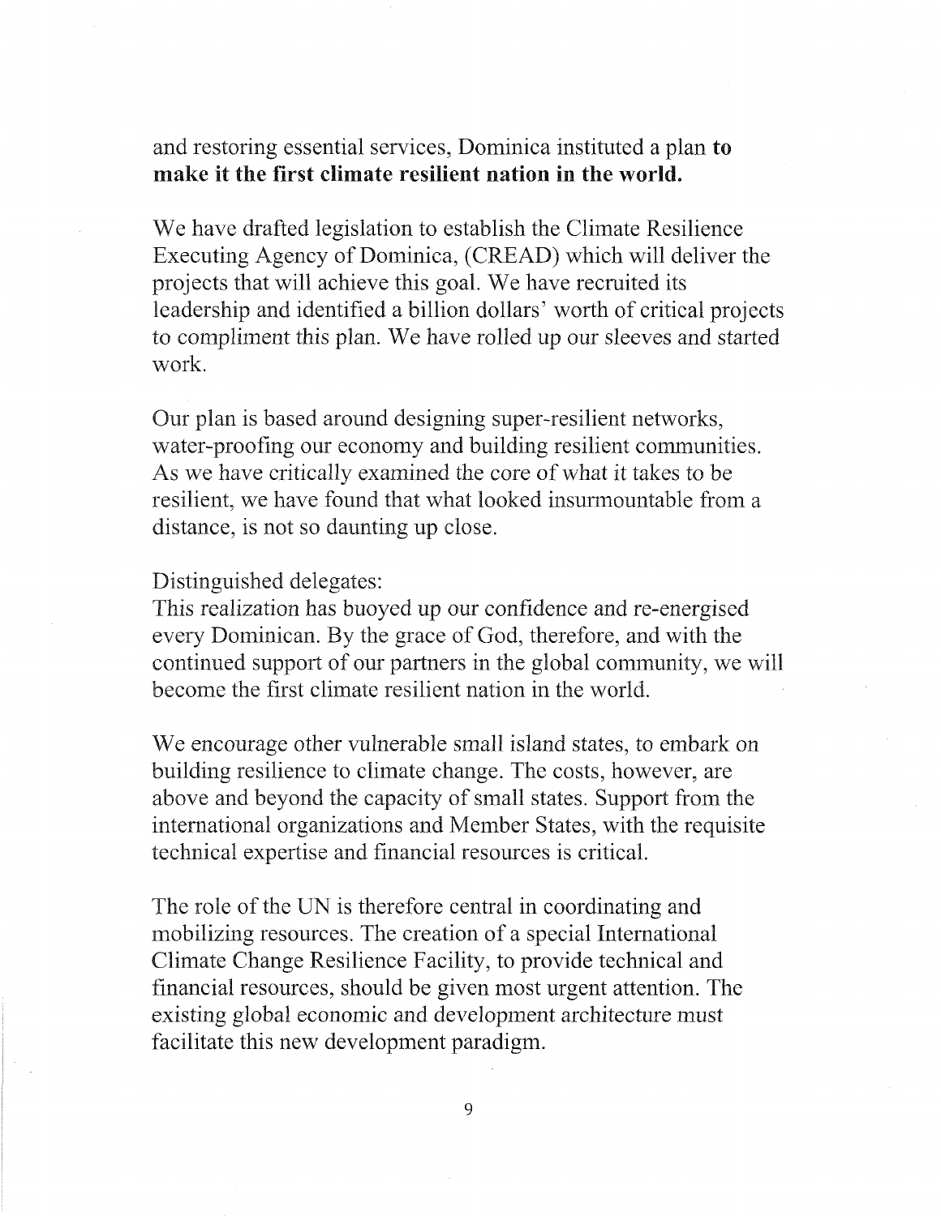and restoring essential services, Dominica instituted a plan **to make it the first climate resilient nation in the world.**

We have drafted legislation to establish the Climate Resilience Executing Agency of Dominica, (CREAD) which will deliver the projects that will achieve this goal. We have recruited its leadership and identified a billion dollars' worth of critical projects to compliment this plan. We have rolled up our sleeves and started work.

Our plan is based around designing super-resilient networks, water-proofing our economy and building resilient communities. As we have critically examined the core of what it takes to be resilient, we have found that what looked insurmountable from a distance, is not so daunting up close.

Distinguished delegates:
This realization has buoyed up our confidence and re-energised every Dominican. By the grace of God, therefore, and with the continued support of our partners in the global community, we will become the first climate resilient nation in the world.

We encourage other vulnerable small island states, to embark on building resilience to climate change. The costs, however, are above and beyond the capacity of small states. Support from the international organizations and Member States, with the requisite technical expertise and financial resources is critical.

The role of the UN is therefore central in coordinating and mobilizing resources. The creation of a special International Climate Change Resilience Facility, to provide technical and financial resources, should be given most urgent attention. The existing global economic and development architecture must facilitate this new development paradigm.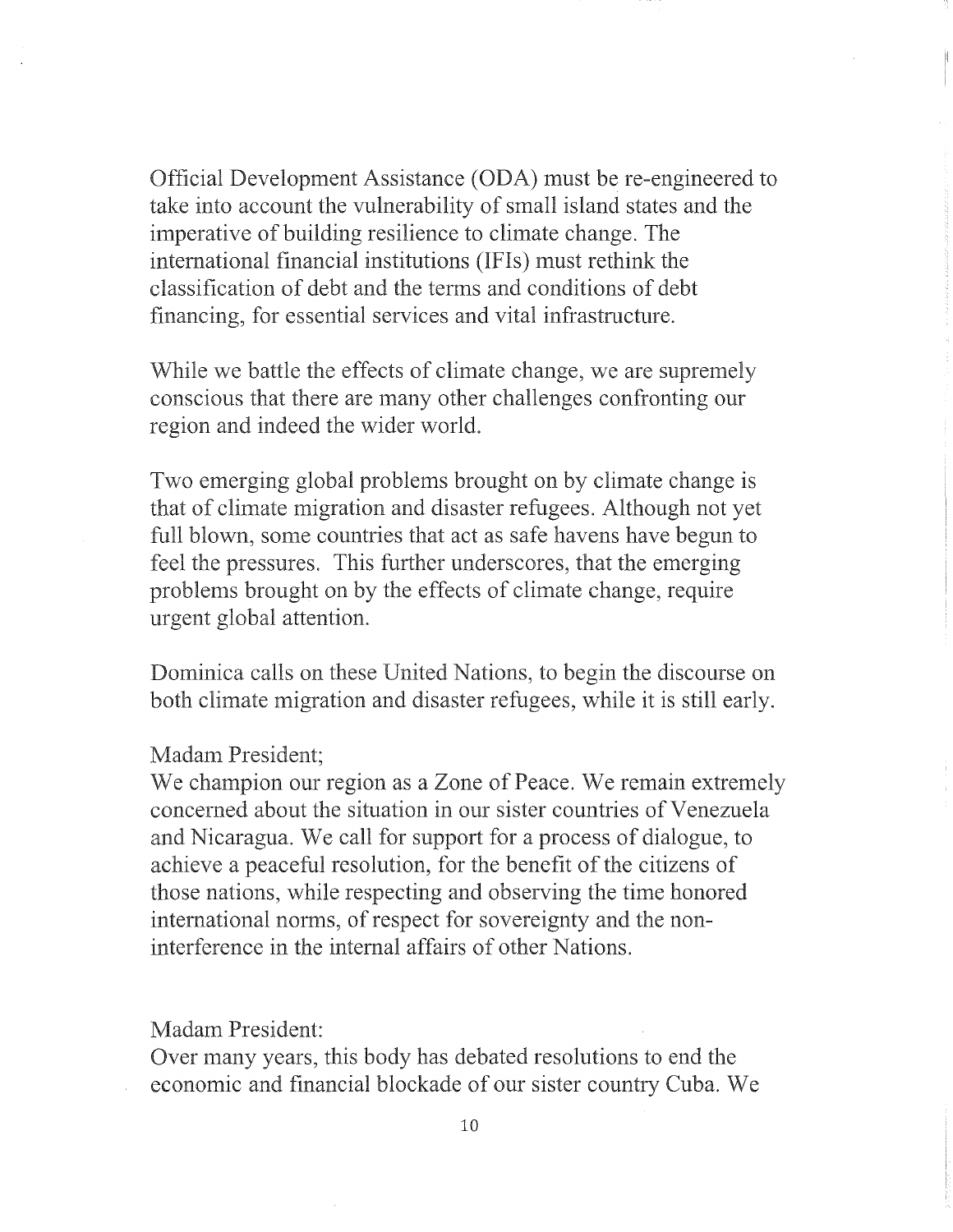Official Development Assistance (ODA) must be re-engineered to take into account the vulnerability of small island states and the imperative of building resilience to climate change. The international financial institutions (IFIs) must rethink the classification of debt and the terms and conditions of debt financing, for essential services and vital infrastructure.

While we battle the effects of climate change, we are supremely conscious that there are many other challenges confronting our region and indeed the wider world.

Two emerging global problems brought on by climate change is that of climate migration and disaster refugees. Although not yet full blown, some countries that act as safe havens have begun to feel the pressures. This further underscores, that the emerging problems brought on by the effects of climate change, require urgent global attention.

Dominica calls on these United Nations, to begin the discourse on both climate migration and disaster refugees, while it is still early.

Madam President;
We champion our region as a Zone of Peace. We remain extremely concerned about the situation in our sister countries of Venezuela and Nicaragua. We call for support for a process of dialogue, to achieve a peaceful resolution, for the benefit of the citizens of those nations, while respecting and observing the time honored international norms, of respect for sovereignty and the non-interference in the internal affairs of other Nations.

Madam President:
Over many years, this body has debated resolutions to end the economic and financial blockade of our sister country Cuba. We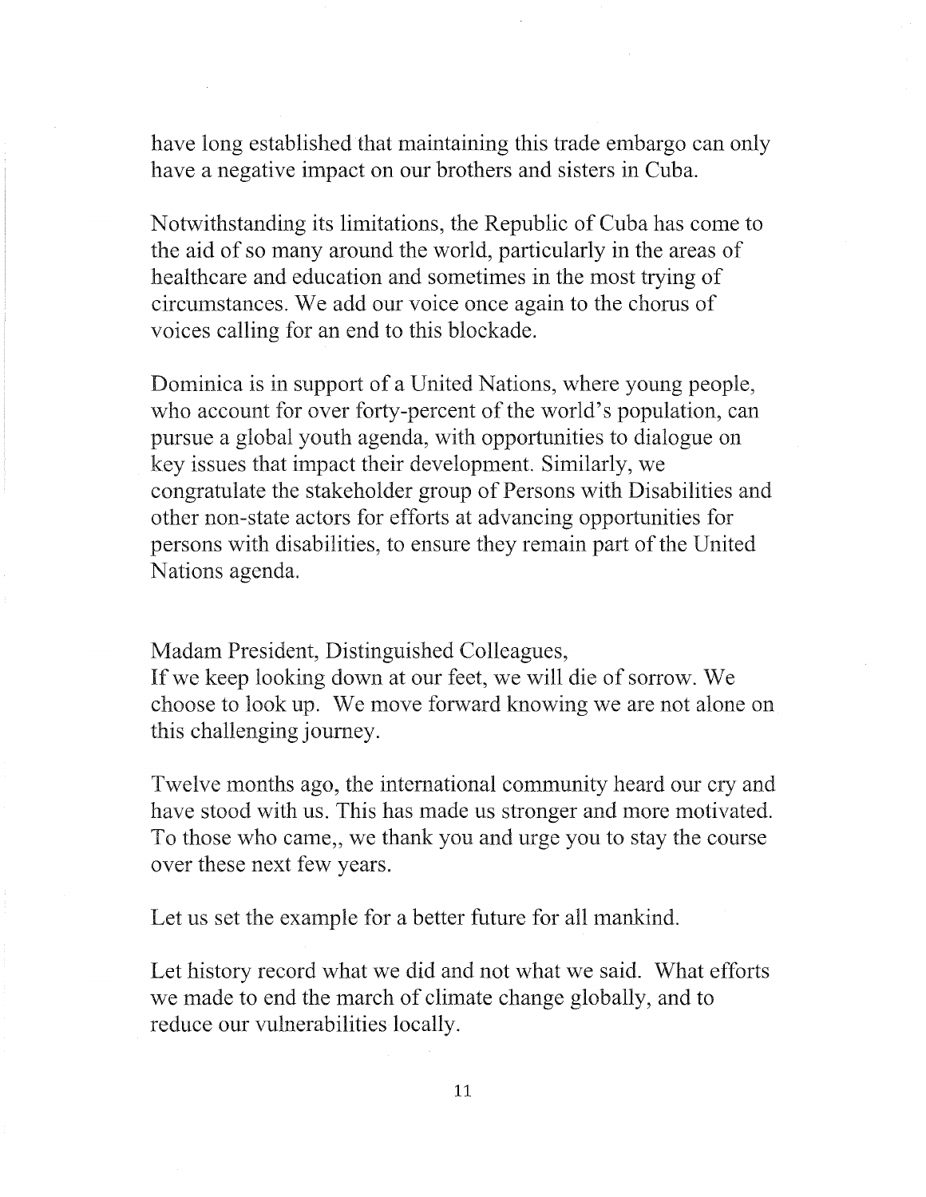have long established that maintaining this trade embargo can only have a negative impact on our brothers and sisters in Cuba.

Notwithstanding its limitations, the Republic of Cuba has come to the aid of so many around the world, particularly in the areas of healthcare and education and sometimes in the most trying of circumstances. We add our voice once again to the chorus of voices calling for an end to this blockade.

Dominica is in support of a United Nations, where young people, who account for over forty-percent of the world's population, can pursue a global youth agenda, with opportunities to dialogue on key issues that impact their development. Similarly, we congratulate the stakeholder group of Persons with Disabilities and other non-state actors for efforts at advancing opportunities for persons with disabilities, to ensure they remain part of the United Nations agenda.

Madam President, Distinguished Colleagues,
If we keep looking down at our feet, we will die of sorrow. We choose to look up. We move forward knowing we are not alone on this challenging journey.

Twelve months ago, the international community heard our cry and have stood with us. This has made us stronger and more motivated. To those who came,, we thank you and urge you to stay the course over these next few years.

Let us set the example for a better future for all mankind.

Let history record what we did and not what we said. What efforts we made to end the march of climate change globally, and to reduce our vulnerabilities locally.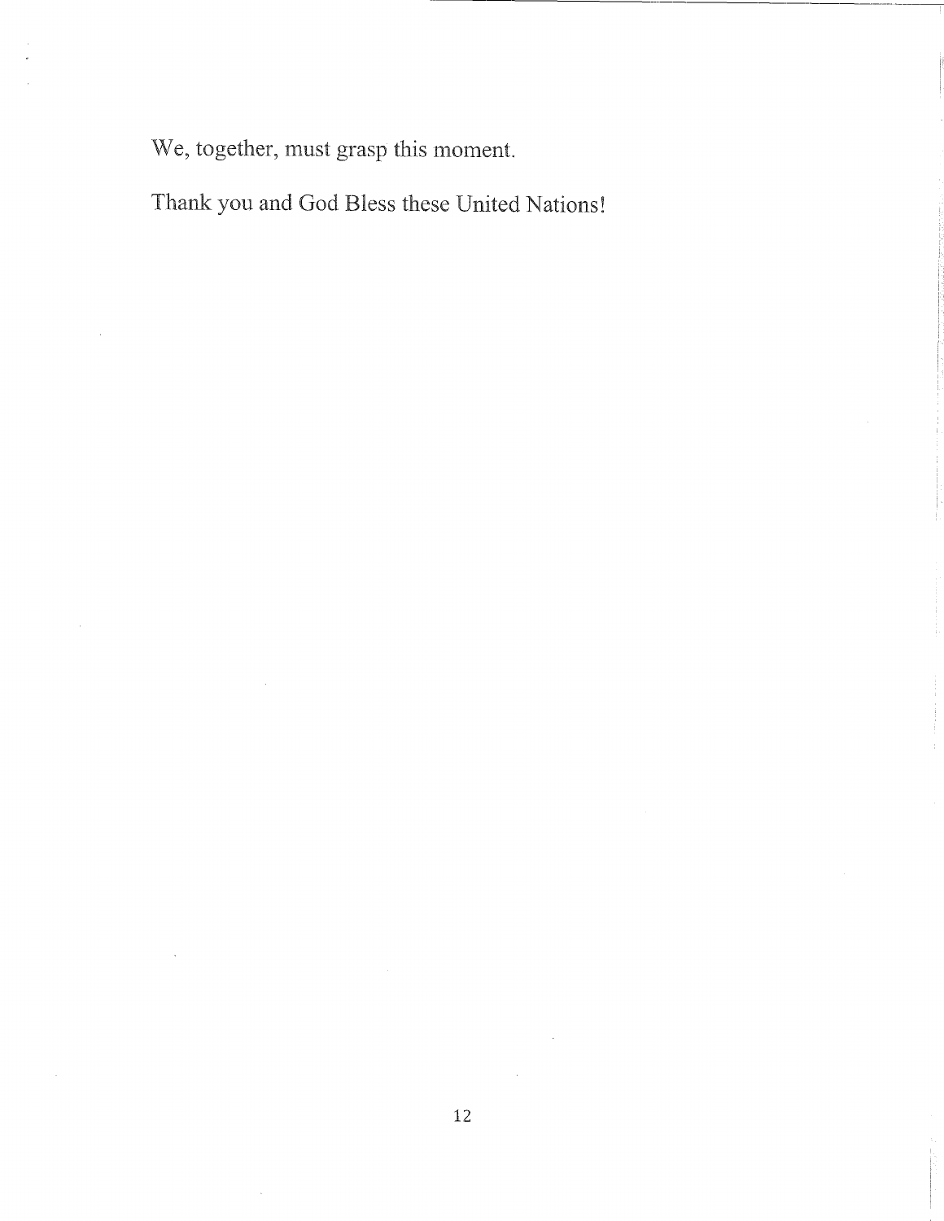We, together, must grasp this moment.

Thank you and God Bless these United Nations!